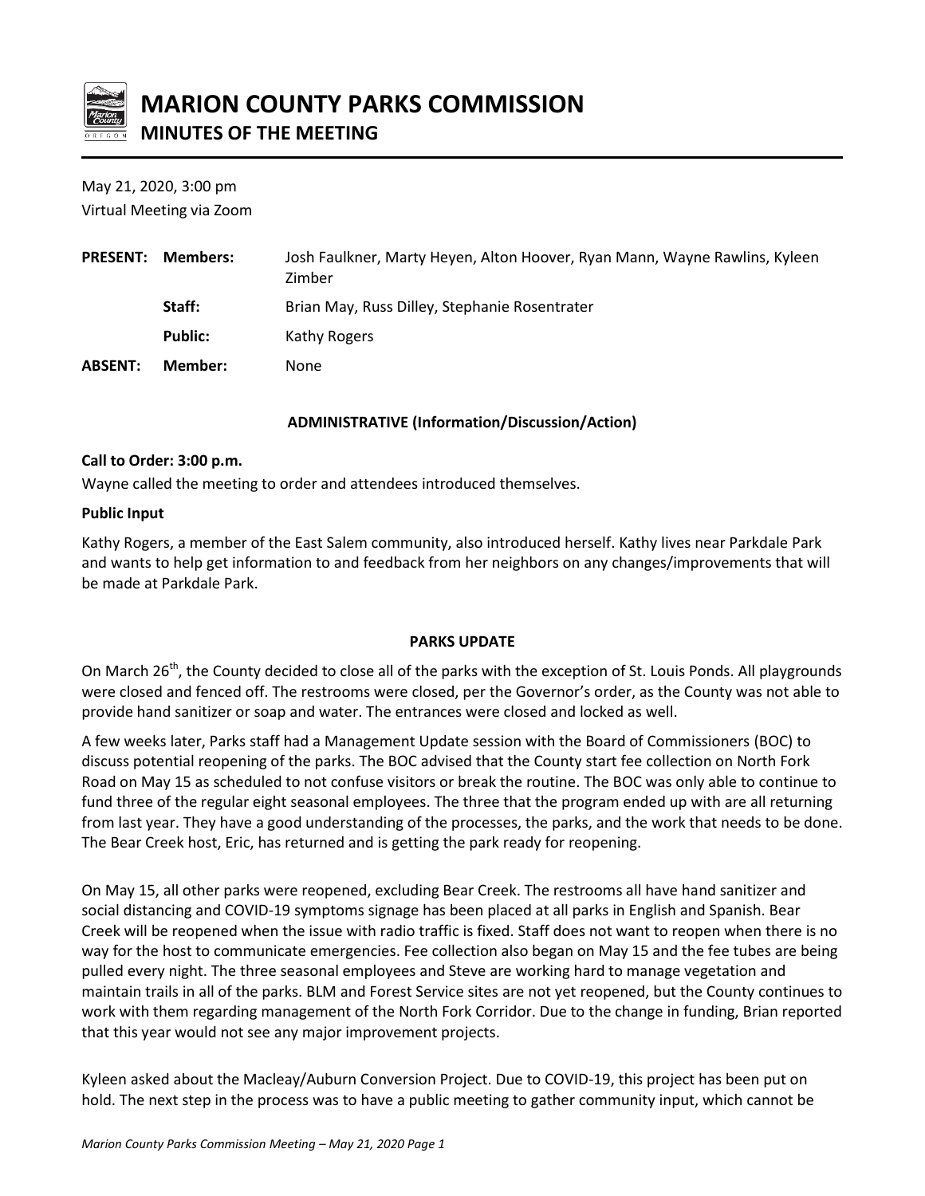# MARION COUNTY PARKS COMMISSION

## MINUTES OF THE MEETING

May 21, 2020, 3:00 pm
Virtual Meeting via Zoom

| | | |
|---|---|---|
| **PRESENT:** | **Members:** | Josh Faulkner, Marty Heyen, Alton Hoover, Ryan Mann, Wayne Rawlins, Kyleen Zimber |
| | **Staff:** | Brian May, Russ Dilley, Stephanie Rosentrater |
| | **Public:** | Kathy Rogers |
| **ABSENT:** | **Member:** | None |

### ADMINISTRATIVE (Information/Discussion/Action)

**Call to Order: 3:00 p.m.**

Wayne called the meeting to order and attendees introduced themselves.

**Public Input**

Kathy Rogers, a member of the East Salem community, also introduced herself. Kathy lives near Parkdale Park and wants to help get information to and feedback from her neighbors on any changes/improvements that will be made at Parkdale Park.

### PARKS UPDATE

On March 26th, the County decided to close all of the parks with the exception of St. Louis Ponds. All playgrounds were closed and fenced off. The restrooms were closed, per the Governor's order, as the County was not able to provide hand sanitizer or soap and water. The entrances were closed and locked as well.

A few weeks later, Parks staff had a Management Update session with the Board of Commissioners (BOC) to discuss potential reopening of the parks. The BOC advised that the County start fee collection on North Fork Road on May 15 as scheduled to not confuse visitors or break the routine. The BOC was only able to continue to fund three of the regular eight seasonal employees. The three that the program ended up with are all returning from last year. They have a good understanding of the processes, the parks, and the work that needs to be done. The Bear Creek host, Eric, has returned and is getting the park ready for reopening.

On May 15, all other parks were reopened, excluding Bear Creek. The restrooms all have hand sanitizer and social distancing and COVID-19 symptoms signage has been placed at all parks in English and Spanish. Bear Creek will be reopened when the issue with radio traffic is fixed. Staff does not want to reopen when there is no way for the host to communicate emergencies. Fee collection also began on May 15 and the fee tubes are being pulled every night. The three seasonal employees and Steve are working hard to manage vegetation and maintain trails in all of the parks. BLM and Forest Service sites are not yet reopened, but the County continues to work with them regarding management of the North Fork Corridor. Due to the change in funding, Brian reported that this year would not see any major improvement projects.

Kyleen asked about the Macleay/Auburn Conversion Project. Due to COVID-19, this project has been put on hold. The next step in the process was to have a public meeting to gather community input, which cannot be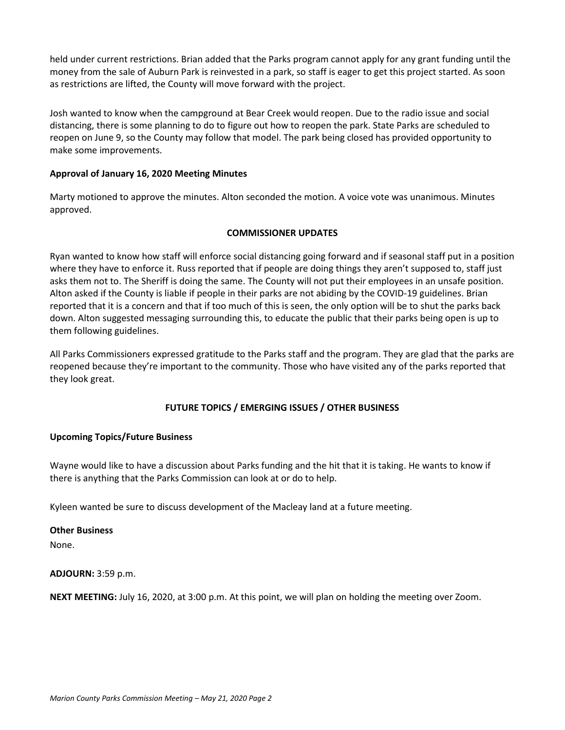held under current restrictions. Brian added that the Parks program cannot apply for any grant funding until the money from the sale of Auburn Park is reinvested in a park, so staff is eager to get this project started. As soon as restrictions are lifted, the County will move forward with the project.

Josh wanted to know when the campground at Bear Creek would reopen. Due to the radio issue and social distancing, there is some planning to do to figure out how to reopen the park. State Parks are scheduled to reopen on June 9, so the County may follow that model. The park being closed has provided opportunity to make some improvements.

**Approval of January 16, 2020 Meeting Minutes**

Marty motioned to approve the minutes. Alton seconded the motion. A voice vote was unanimous. Minutes approved.

## COMMISSIONER UPDATES

Ryan wanted to know how staff will enforce social distancing going forward and if seasonal staff put in a position where they have to enforce it. Russ reported that if people are doing things they aren't supposed to, staff just asks them not to. The Sheriff is doing the same. The County will not put their employees in an unsafe position. Alton asked if the County is liable if people in their parks are not abiding by the COVID-19 guidelines. Brian reported that it is a concern and that if too much of this is seen, the only option will be to shut the parks back down. Alton suggested messaging surrounding this, to educate the public that their parks being open is up to them following guidelines.

All Parks Commissioners expressed gratitude to the Parks staff and the program. They are glad that the parks are reopened because they're important to the community. Those who have visited any of the parks reported that they look great.

## FUTURE TOPICS / EMERGING ISSUES / OTHER BUSINESS

**Upcoming Topics/Future Business**

Wayne would like to have a discussion about Parks funding and the hit that it is taking. He wants to know if there is anything that the Parks Commission can look at or do to help.

Kyleen wanted be sure to discuss development of the Macleay land at a future meeting.

**Other Business**

None.

**ADJOURN:** 3:59 p.m.

**NEXT MEETING:** July 16, 2020, at 3:00 p.m. At this point, we will plan on holding the meeting over Zoom.